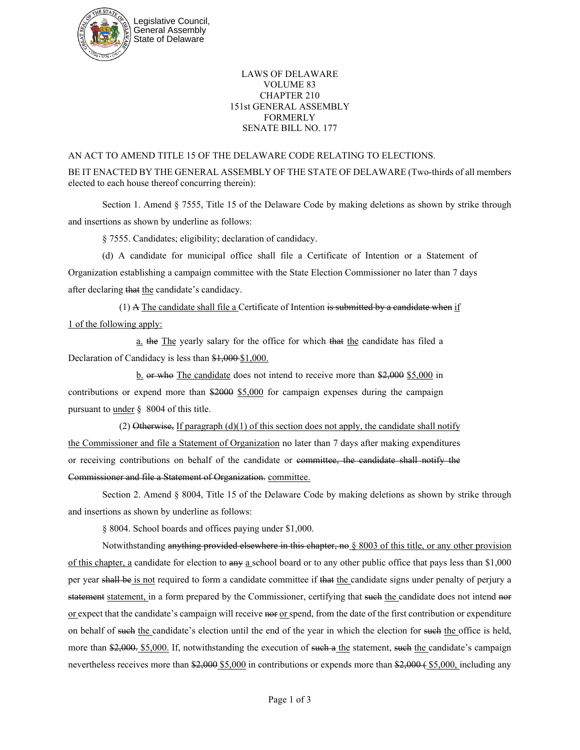LAWS OF DELAWARE
VOLUME 83
CHAPTER 210
151st GENERAL ASSEMBLY
FORMERLY
SENATE BILL NO. 177

AN ACT TO AMEND TITLE 15 OF THE DELAWARE CODE RELATING TO ELECTIONS.

BE IT ENACTED BY THE GENERAL ASSEMBLY OF THE STATE OF DELAWARE (Two-thirds of all members elected to each house thereof concurring therein):

Section 1. Amend § 7555, Title 15 of the Delaware Code by making deletions as shown by strike through and insertions as shown by underline as follows:

§ 7555. Candidates; eligibility; declaration of candidacy.

(d) A candidate for municipal office shall file a Certificate of Intention or a Statement of Organization establishing a campaign committee with the State Election Commissioner no later than 7 days after declaring ~~that~~ <u>the</u> candidate's candidacy.

(1) ~~A~~ <u>The candidate shall file a</u> Certificate of Intention ~~is submitted by a candidate when~~ <u>if 1 of the following apply:</u>

<u>a.</u> ~~the~~ <u>The</u> yearly salary for the office for which ~~that~~ <u>the</u> candidate has filed a Declaration of Candidacy is less than ~~$1,000~~ <u>$1,000.</u>

<u>b.</u> ~~or who~~ <u>The candidate</u> does not intend to receive more than ~~$2,000~~ <u>$5,000</u> in contributions or expend more than ~~$2000~~ <u>$5,000</u> for campaign expenses during the campaign ~~pursuant to~~ <u>under</u> § 8004 of this title.

(2) ~~Otherwise,~~ <u>If paragraph (d)(1) of this section does not apply, the candidate shall notify the Commissioner and file a Statement of Organization</u> no later than 7 days after making expenditures or receiving contributions on behalf of the candidate or ~~committee, the candidate shall notify the Commissioner and file a Statement of Organization.~~ <u>committee.</u>

Section 2. Amend § 8004, Title 15 of the Delaware Code by making deletions as shown by strike through and insertions as shown by underline as follows:

§ 8004. School boards and offices paying under $1,000.

Notwithstanding ~~anything provided elsewhere in this chapter, no~~ <u>§ 8003 of this title, or any other provision of this chapter, a</u> candidate for election to ~~any~~ <u>a</u> school board or to any other public office that pays less than $1,000 per year ~~shall be~~ <u>is not</u> required to form a candidate committee if ~~that~~ <u>the</u> candidate signs under penalty of perjury a ~~statement~~ <u>statement,</u> in a form prepared by the Commissioner, certifying that ~~such~~ <u>the</u> candidate does not intend ~~nor~~ <u>or</u> expect that the candidate's campaign will receive ~~nor~~ <u>or</u> spend, from the date of the first contribution or expenditure on behalf of ~~such~~ <u>the</u> candidate's election until the end of the year in which the election for ~~such~~ <u>the</u> office is held, more than ~~$2,000.~~ <u>$5,000.</u> If, notwithstanding the execution of ~~such a~~ <u>the</u> statement, ~~such~~ <u>the</u> candidate's campaign nevertheless receives more than ~~$2,000~~ <u>$5,000</u> in contributions or expends more than ~~$2,000 (~~ <u>$5,000,</u> including any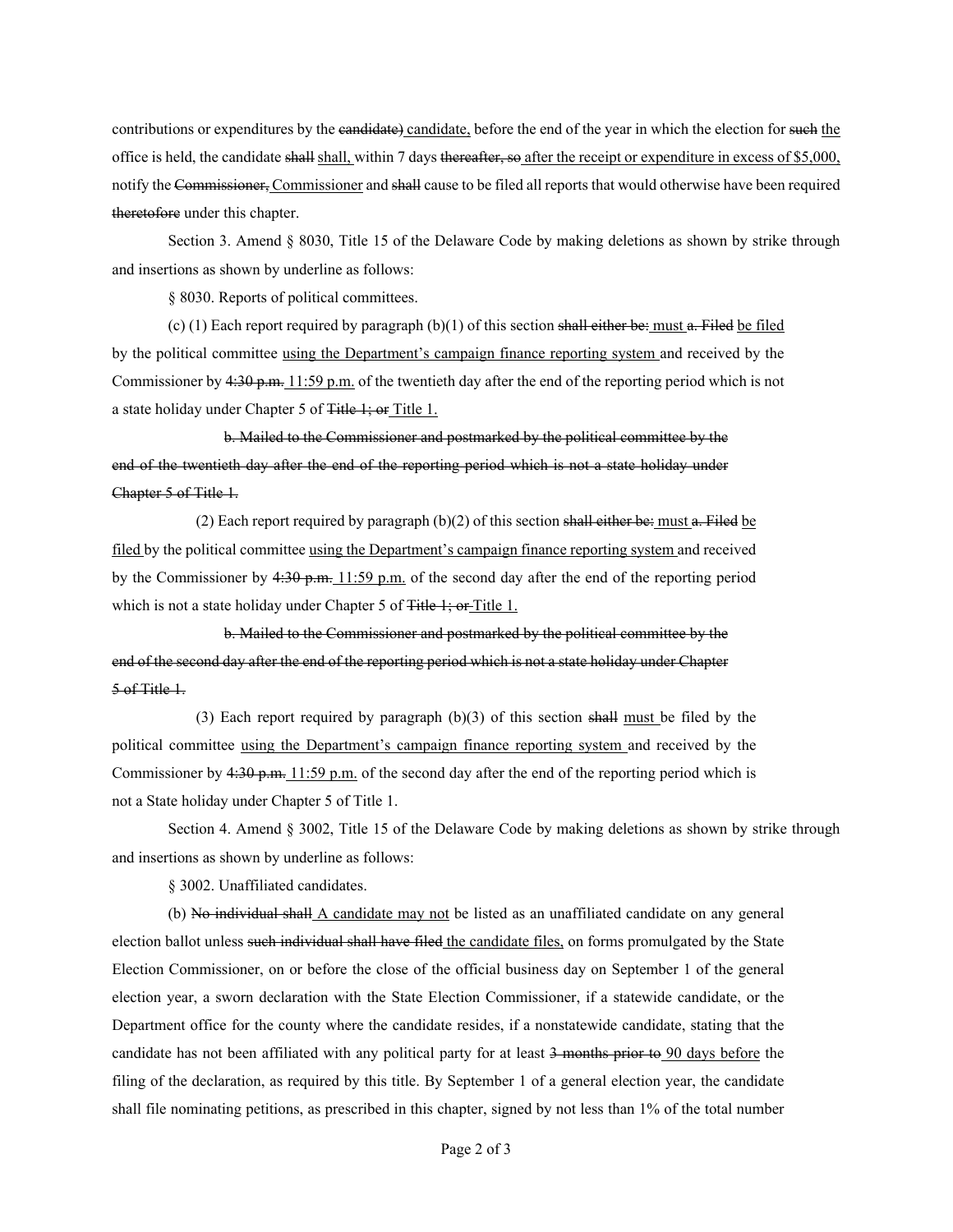contributions or expenditures by the ~~candidate)~~ <u>candidate,</u> before the end of the year in which the election for ~~such~~ <u>the</u> office is held, the candidate ~~shall~~ <u>shall,</u> within 7 days ~~thereafter, so~~ <u>after the receipt or expenditure in excess of $5,000,</u> notify the ~~Commissioner,~~ <u>Commissioner</u> and ~~shall~~ cause to be filed all reports that would otherwise have been required ~~theretofore~~ under this chapter.

Section 3. Amend § 8030, Title 15 of the Delaware Code by making deletions as shown by strike through and insertions as shown by underline as follows:

§ 8030. Reports of political committees.

(c) (1) Each report required by paragraph (b)(1) of this section ~~shall either be:~~ <u>must</u> ~~a. Filed~~ <u>be filed</u> by the political committee <u>using the Department's campaign finance reporting system</u> and received by the Commissioner by ~~4:30 p.m.~~ <u>11:59 p.m.</u> of the twentieth day after the end of the reporting period which is not a state holiday under Chapter 5 of ~~Title 1; or~~ <u>Title 1.</u>

~~b. Mailed to the Commissioner and postmarked by the political committee by the end of the twentieth day after the end of the reporting period which is not a state holiday under Chapter 5 of Title 1.~~

(2) Each report required by paragraph (b)(2) of this section ~~shall either be:~~ <u>must</u> ~~a. Filed~~ <u>be filed</u> by the political committee <u>using the Department's campaign finance reporting system</u> and received by the Commissioner by ~~4:30 p.m.~~ <u>11:59 p.m.</u> of the second day after the end of the reporting period which is not a state holiday under Chapter 5 of ~~Title 1; or~~ <u>Title 1.</u>

~~b. Mailed to the Commissioner and postmarked by the political committee by the end of the second day after the end of the reporting period which is not a state holiday under Chapter 5 of Title 1.~~

(3) Each report required by paragraph (b)(3) of this section ~~shall~~ <u>must</u> be filed by the political committee <u>using the Department's campaign finance reporting system</u> and received by the Commissioner by ~~4:30 p.m.~~ <u>11:59 p.m.</u> of the second day after the end of the reporting period which is not a State holiday under Chapter 5 of Title 1.

Section 4. Amend § 3002, Title 15 of the Delaware Code by making deletions as shown by strike through and insertions as shown by underline as follows:

§ 3002. Unaffiliated candidates.

(b) ~~No individual shall~~ <u>A candidate may not</u> be listed as an unaffiliated candidate on any general election ballot unless ~~such individual shall have filed~~ <u>the candidate files,</u> on forms promulgated by the State Election Commissioner, on or before the close of the official business day on September 1 of the general election year, a sworn declaration with the State Election Commissioner, if a statewide candidate, or the Department office for the county where the candidate resides, if a nonstatewide candidate, stating that the candidate has not been affiliated with any political party for at least ~~3 months prior to~~ <u>90 days before</u> the filing of the declaration, as required by this title. By September 1 of a general election year, the candidate shall file nominating petitions, as prescribed in this chapter, signed by not less than 1% of the total number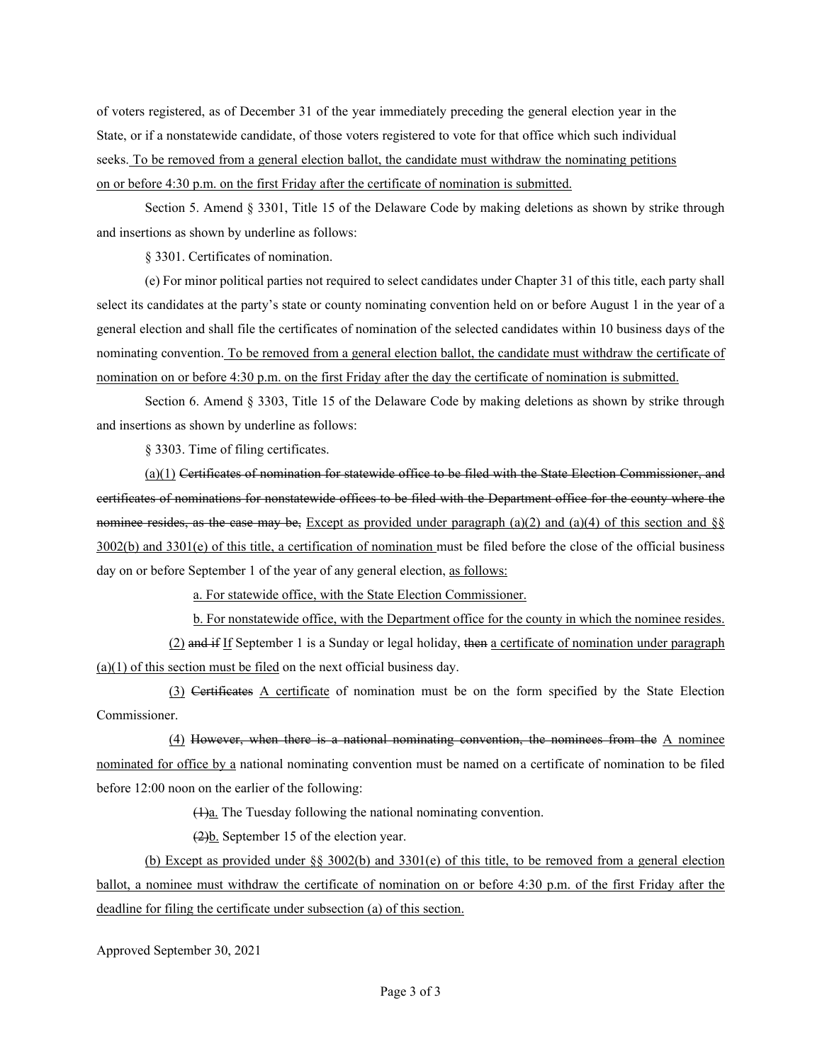of voters registered, as of December 31 of the year immediately preceding the general election year in the State, or if a nonstatewide candidate, of those voters registered to vote for that office which such individual seeks. <u>To be removed from a general election ballot, the candidate must withdraw the nominating petitions on or before 4:30 p.m. on the first Friday after the certificate of nomination is submitted.</u>

Section 5. Amend § 3301, Title 15 of the Delaware Code by making deletions as shown by strike through and insertions as shown by underline as follows:

§ 3301. Certificates of nomination.

(e) For minor political parties not required to select candidates under Chapter 31 of this title, each party shall select its candidates at the party's state or county nominating convention held on or before August 1 in the year of a general election and shall file the certificates of nomination of the selected candidates within 10 business days of the nominating convention. <u>To be removed from a general election ballot, the candidate must withdraw the certificate of nomination on or before 4:30 p.m. on the first Friday after the day the certificate of nomination is submitted.</u>

Section 6. Amend § 3303, Title 15 of the Delaware Code by making deletions as shown by strike through and insertions as shown by underline as follows:

§ 3303. Time of filing certificates.

<u>(a)(1)</u> ~~Certificates of nomination for statewide office to be filed with the State Election Commissioner, and certificates of nominations for nonstatewide offices to be filed with the Department office for the county where the nominee resides, as the case may be,~~ <u>Except as provided under paragraph (a)(2) and (a)(4) of this section and §§ 3002(b) and 3301(e) of this title, a certification of nomination</u> must be filed before the close of the official business day on or before September 1 of the year of any general election, <u>as follows:</u>

<u>a. For statewide office, with the State Election Commissioner.</u>

<u>b. For nonstatewide office, with the Department office for the county in which the nominee resides.</u>

<u>(2)</u> ~~and if~~ <u>If</u> September 1 is a Sunday or legal holiday, ~~then~~ <u>a certificate of nomination under paragraph (a)(1) of this section must be filed</u> on the next official business day.

<u>(3)</u> ~~Certificates~~ <u>A certificate</u> of nomination must be on the form specified by the State Election Commissioner.

<u>(4)</u> ~~However, when there is a national nominating convention, the nominees from the~~ <u>A nominee nominated for office by a</u> national nominating convention must be named on a certificate of nomination to be filed before 12:00 noon on the earlier of the following:

~~(1)~~<u>a.</u> The Tuesday following the national nominating convention.

~~(2)~~<u>b.</u> September 15 of the election year.

<u>(b) Except as provided under §§ 3002(b) and 3301(e) of this title, to be removed from a general election ballot, a nominee must withdraw the certificate of nomination on or before 4:30 p.m. of the first Friday after the deadline for filing the certificate under subsection (a) of this section.</u>

Approved September 30, 2021